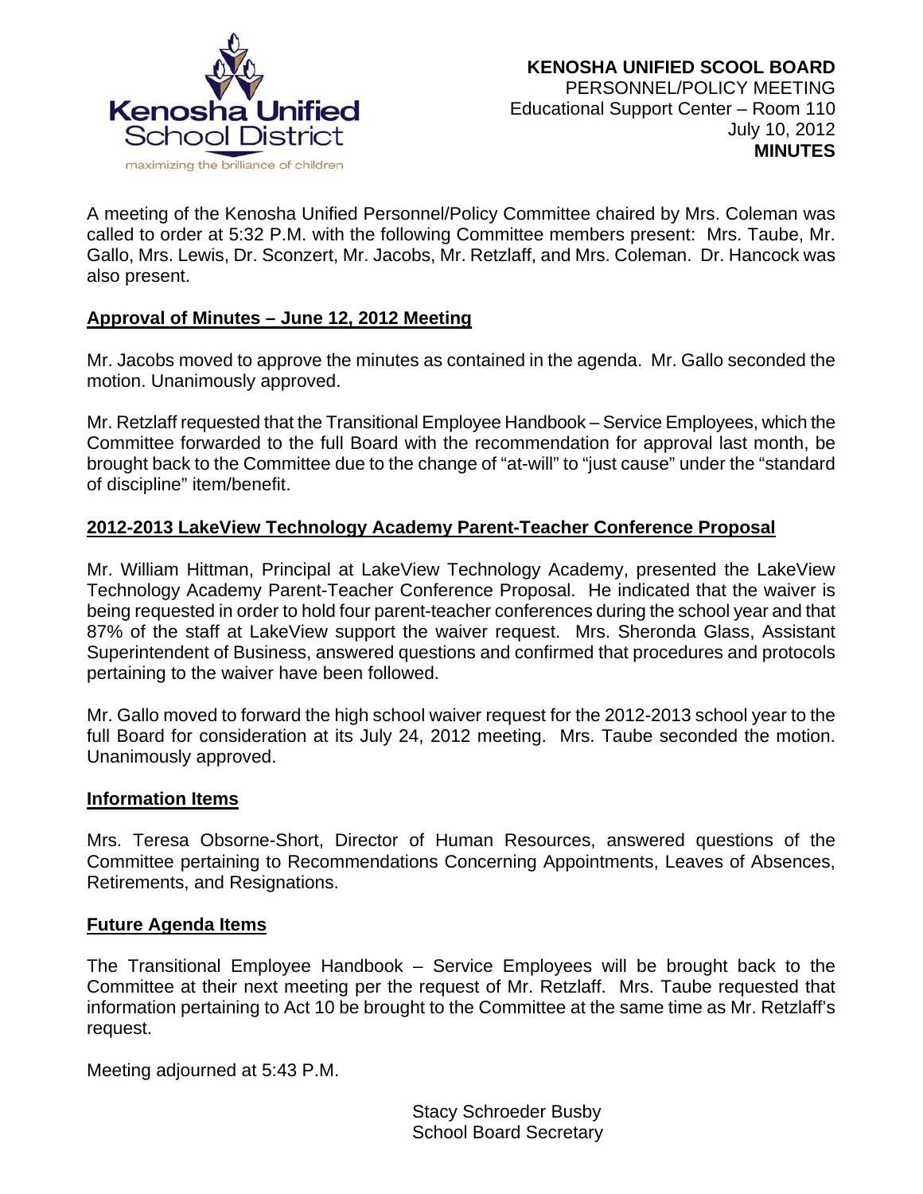**KENOSHA UNIFIED SCOOL BOARD**
PERSONNEL/POLICY MEETING
Educational Support Center – Room 110
July 10, 2012
**MINUTES**

A meeting of the Kenosha Unified Personnel/Policy Committee chaired by Mrs. Coleman was called to order at 5:32 P.M. with the following Committee members present: Mrs. Taube, Mr. Gallo, Mrs. Lewis, Dr. Sconzert, Mr. Jacobs, Mr. Retzlaff, and Mrs. Coleman. Dr. Hancock was also present.

**Approval of Minutes – June 12, 2012 Meeting**

Mr. Jacobs moved to approve the minutes as contained in the agenda. Mr. Gallo seconded the motion. Unanimously approved.

Mr. Retzlaff requested that the Transitional Employee Handbook – Service Employees, which the Committee forwarded to the full Board with the recommendation for approval last month, be brought back to the Committee due to the change of "at-will" to "just cause" under the "standard of discipline" item/benefit.

**2012-2013 LakeView Technology Academy Parent-Teacher Conference Proposal**

Mr. William Hittman, Principal at LakeView Technology Academy, presented the LakeView Technology Academy Parent-Teacher Conference Proposal. He indicated that the waiver is being requested in order to hold four parent-teacher conferences during the school year and that 87% of the staff at LakeView support the waiver request. Mrs. Sheronda Glass, Assistant Superintendent of Business, answered questions and confirmed that procedures and protocols pertaining to the waiver have been followed.

Mr. Gallo moved to forward the high school waiver request for the 2012-2013 school year to the full Board for consideration at its July 24, 2012 meeting. Mrs. Taube seconded the motion. Unanimously approved.

**Information Items**

Mrs. Teresa Obsorne-Short, Director of Human Resources, answered questions of the Committee pertaining to Recommendations Concerning Appointments, Leaves of Absences, Retirements, and Resignations.

**Future Agenda Items**

The Transitional Employee Handbook – Service Employees will be brought back to the Committee at their next meeting per the request of Mr. Retzlaff. Mrs. Taube requested that information pertaining to Act 10 be brought to the Committee at the same time as Mr. Retzlaff's request.

Meeting adjourned at 5:43 P.M.

Stacy Schroeder Busby
School Board Secretary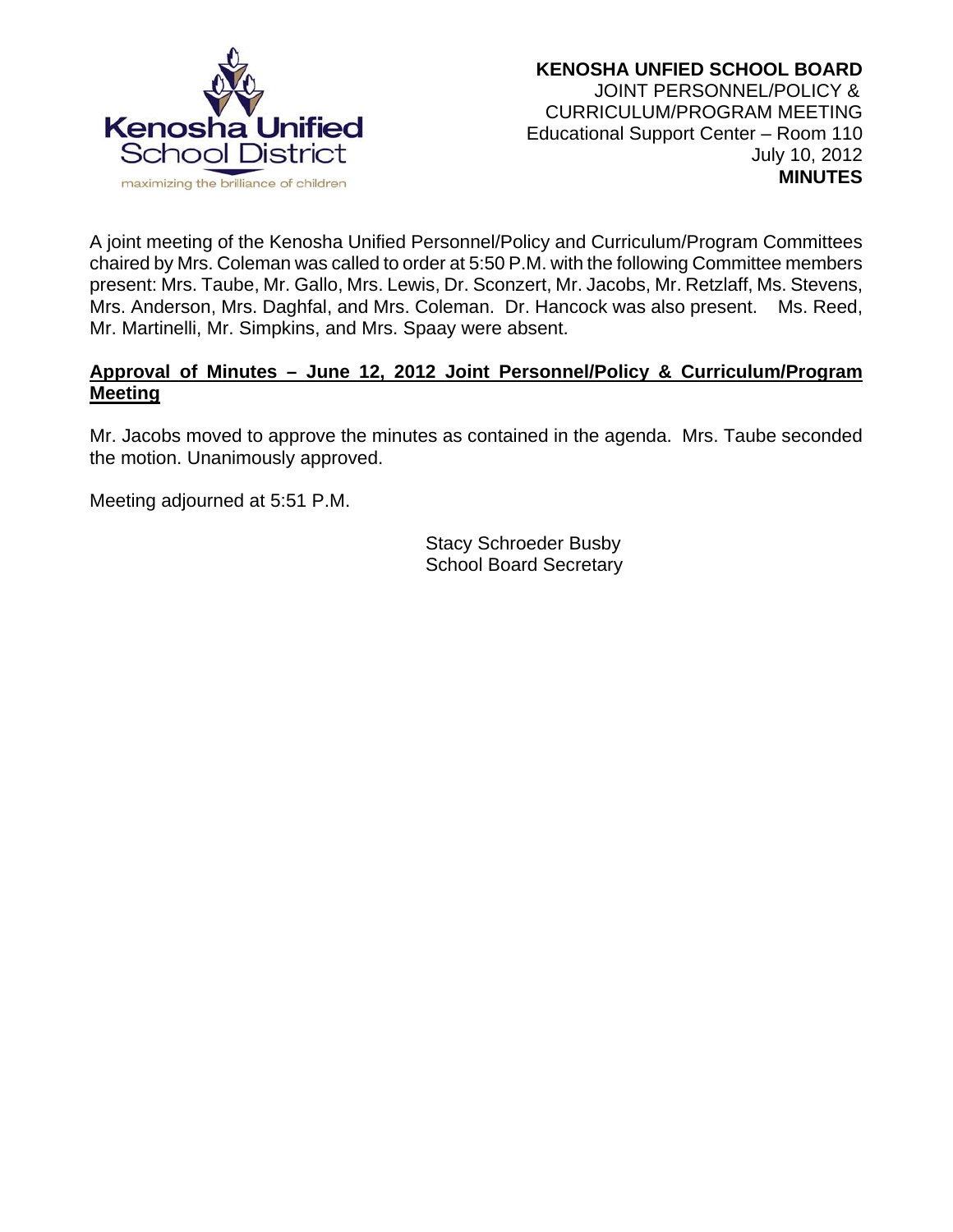**KENOSHA UNFIED SCHOOL BOARD**
JOINT PERSONNEL/POLICY &
CURRICULUM/PROGRAM MEETING
Educational Support Center – Room 110
July 10, 2012
**MINUTES**

A joint meeting of the Kenosha Unified Personnel/Policy and Curriculum/Program Committees chaired by Mrs. Coleman was called to order at 5:50 P.M. with the following Committee members present: Mrs. Taube, Mr. Gallo, Mrs. Lewis, Dr. Sconzert, Mr. Jacobs, Mr. Retzlaff, Ms. Stevens, Mrs. Anderson, Mrs. Daghfal, and Mrs. Coleman. Dr. Hancock was also present. Ms. Reed, Mr. Martinelli, Mr. Simpkins, and Mrs. Spaay were absent.

**Approval of Minutes – June 12, 2012 Joint Personnel/Policy & Curriculum/Program Meeting**

Mr. Jacobs moved to approve the minutes as contained in the agenda. Mrs. Taube seconded the motion. Unanimously approved.

Meeting adjourned at 5:51 P.M.

Stacy Schroeder Busby
School Board Secretary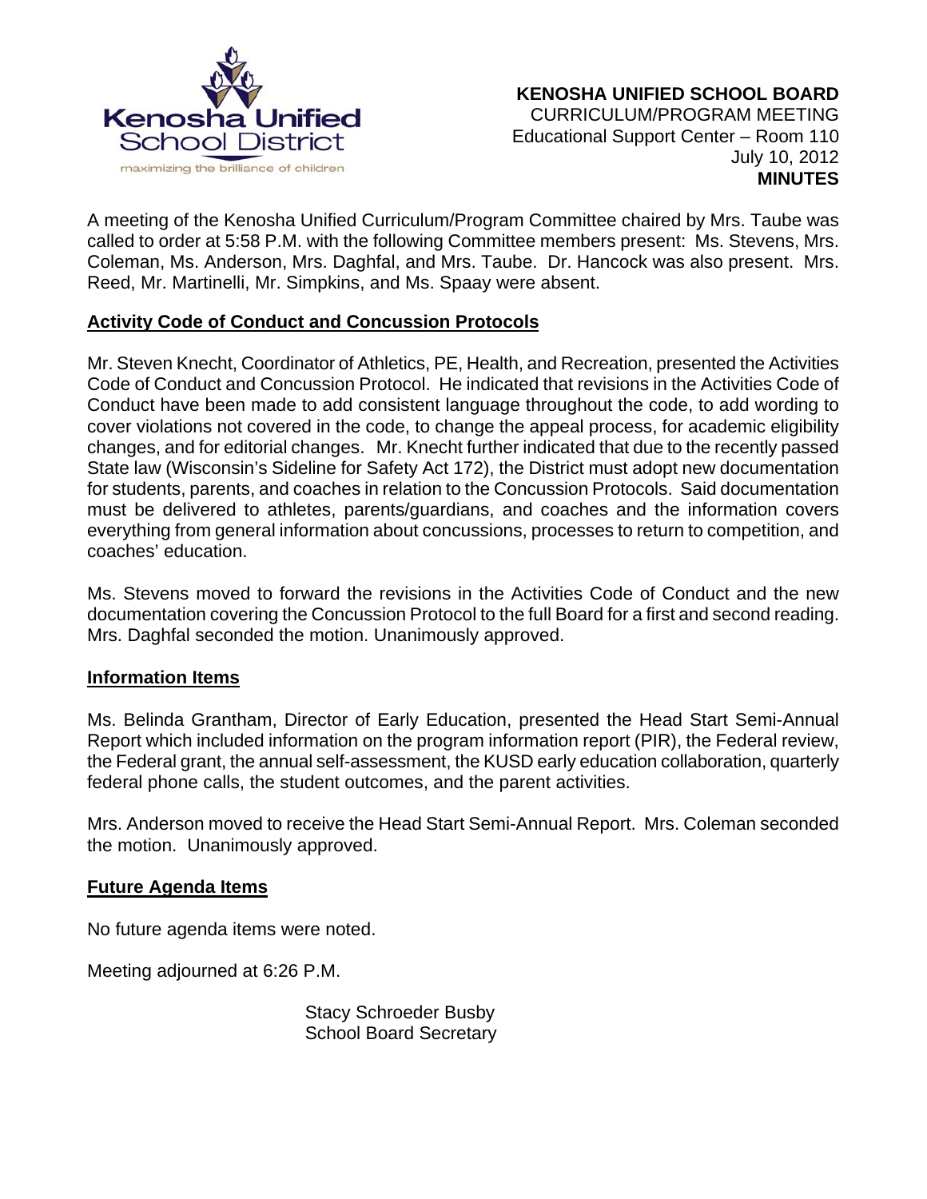**KENOSHA UNIFIED SCHOOL BOARD**
CURRICULUM/PROGRAM MEETING
Educational Support Center – Room 110
July 10, 2012
**MINUTES**

A meeting of the Kenosha Unified Curriculum/Program Committee chaired by Mrs. Taube was called to order at 5:58 P.M. with the following Committee members present: Ms. Stevens, Mrs. Coleman, Ms. Anderson, Mrs. Daghfal, and Mrs. Taube. Dr. Hancock was also present. Mrs. Reed, Mr. Martinelli, Mr. Simpkins, and Ms. Spaay were absent.

**Activity Code of Conduct and Concussion Protocols**

Mr. Steven Knecht, Coordinator of Athletics, PE, Health, and Recreation, presented the Activities Code of Conduct and Concussion Protocol. He indicated that revisions in the Activities Code of Conduct have been made to add consistent language throughout the code, to add wording to cover violations not covered in the code, to change the appeal process, for academic eligibility changes, and for editorial changes. Mr. Knecht further indicated that due to the recently passed State law (Wisconsin's Sideline for Safety Act 172), the District must adopt new documentation for students, parents, and coaches in relation to the Concussion Protocols. Said documentation must be delivered to athletes, parents/guardians, and coaches and the information covers everything from general information about concussions, processes to return to competition, and coaches' education.

Ms. Stevens moved to forward the revisions in the Activities Code of Conduct and the new documentation covering the Concussion Protocol to the full Board for a first and second reading. Mrs. Daghfal seconded the motion. Unanimously approved.

**Information Items**

Ms. Belinda Grantham, Director of Early Education, presented the Head Start Semi-Annual Report which included information on the program information report (PIR), the Federal review, the Federal grant, the annual self-assessment, the KUSD early education collaboration, quarterly federal phone calls, the student outcomes, and the parent activities.

Mrs. Anderson moved to receive the Head Start Semi-Annual Report. Mrs. Coleman seconded the motion. Unanimously approved.

**Future Agenda Items**

No future agenda items were noted.

Meeting adjourned at 6:26 P.M.

Stacy Schroeder Busby
School Board Secretary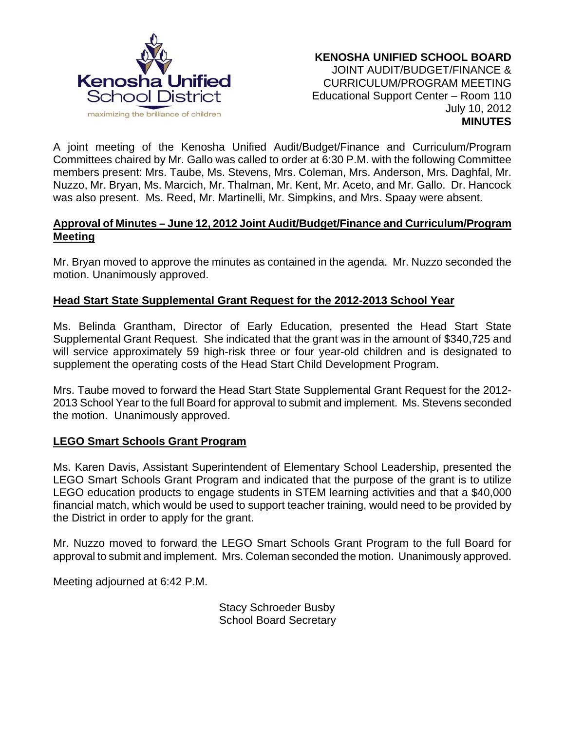**Kenosha Unified School District**
maximizing the brilliance of children

**KENOSHA UNIFIED SCHOOL BOARD**
JOINT AUDIT/BUDGET/FINANCE & CURRICULUM/PROGRAM MEETING
Educational Support Center – Room 110
July 10, 2012
**MINUTES**

A joint meeting of the Kenosha Unified Audit/Budget/Finance and Curriculum/Program Committees chaired by Mr. Gallo was called to order at 6:30 P.M. with the following Committee members present: Mrs. Taube, Ms. Stevens, Mrs. Coleman, Mrs. Anderson, Mrs. Daghfal, Mr. Nuzzo, Mr. Bryan, Ms. Marcich, Mr. Thalman, Mr. Kent, Mr. Aceto, and Mr. Gallo. Dr. Hancock was also present. Ms. Reed, Mr. Martinelli, Mr. Simpkins, and Mrs. Spaay were absent.

**Approval of Minutes – June 12, 2012 Joint Audit/Budget/Finance and Curriculum/Program Meeting**

Mr. Bryan moved to approve the minutes as contained in the agenda. Mr. Nuzzo seconded the motion. Unanimously approved.

**Head Start State Supplemental Grant Request for the 2012-2013 School Year**

Ms. Belinda Grantham, Director of Early Education, presented the Head Start State Supplemental Grant Request. She indicated that the grant was in the amount of $340,725 and will service approximately 59 high-risk three or four year-old children and is designated to supplement the operating costs of the Head Start Child Development Program.

Mrs. Taube moved to forward the Head Start State Supplemental Grant Request for the 2012-2013 School Year to the full Board for approval to submit and implement. Ms. Stevens seconded the motion. Unanimously approved.

**LEGO Smart Schools Grant Program**

Ms. Karen Davis, Assistant Superintendent of Elementary School Leadership, presented the LEGO Smart Schools Grant Program and indicated that the purpose of the grant is to utilize LEGO education products to engage students in STEM learning activities and that a $40,000 financial match, which would be used to support teacher training, would need to be provided by the District in order to apply for the grant.

Mr. Nuzzo moved to forward the LEGO Smart Schools Grant Program to the full Board for approval to submit and implement. Mrs. Coleman seconded the motion. Unanimously approved.

Meeting adjourned at 6:42 P.M.

Stacy Schroeder Busby
School Board Secretary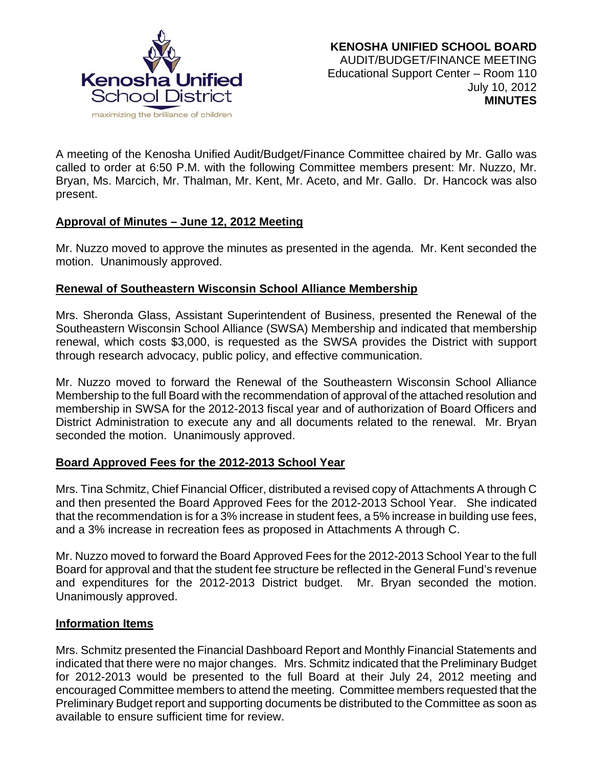**KENOSHA UNIFIED SCHOOL BOARD**
AUDIT/BUDGET/FINANCE MEETING
Educational Support Center – Room 110
July 10, 2012
**MINUTES**

A meeting of the Kenosha Unified Audit/Budget/Finance Committee chaired by Mr. Gallo was called to order at 6:50 P.M. with the following Committee members present: Mr. Nuzzo, Mr. Bryan, Ms. Marcich, Mr. Thalman, Mr. Kent, Mr. Aceto, and Mr. Gallo. Dr. Hancock was also present.

**Approval of Minutes – June 12, 2012 Meeting**

Mr. Nuzzo moved to approve the minutes as presented in the agenda. Mr. Kent seconded the motion. Unanimously approved.

**Renewal of Southeastern Wisconsin School Alliance Membership**

Mrs. Sheronda Glass, Assistant Superintendent of Business, presented the Renewal of the Southeastern Wisconsin School Alliance (SWSA) Membership and indicated that membership renewal, which costs $3,000, is requested as the SWSA provides the District with support through research advocacy, public policy, and effective communication.

Mr. Nuzzo moved to forward the Renewal of the Southeastern Wisconsin School Alliance Membership to the full Board with the recommendation of approval of the attached resolution and membership in SWSA for the 2012-2013 fiscal year and of authorization of Board Officers and District Administration to execute any and all documents related to the renewal. Mr. Bryan seconded the motion. Unanimously approved.

**Board Approved Fees for the 2012-2013 School Year**

Mrs. Tina Schmitz, Chief Financial Officer, distributed a revised copy of Attachments A through C and then presented the Board Approved Fees for the 2012-2013 School Year. She indicated that the recommendation is for a 3% increase in student fees, a 5% increase in building use fees, and a 3% increase in recreation fees as proposed in Attachments A through C.

Mr. Nuzzo moved to forward the Board Approved Fees for the 2012-2013 School Year to the full Board for approval and that the student fee structure be reflected in the General Fund's revenue and expenditures for the 2012-2013 District budget. Mr. Bryan seconded the motion. Unanimously approved.

**Information Items**

Mrs. Schmitz presented the Financial Dashboard Report and Monthly Financial Statements and indicated that there were no major changes. Mrs. Schmitz indicated that the Preliminary Budget for 2012-2013 would be presented to the full Board at their July 24, 2012 meeting and encouraged Committee members to attend the meeting. Committee members requested that the Preliminary Budget report and supporting documents be distributed to the Committee as soon as available to ensure sufficient time for review.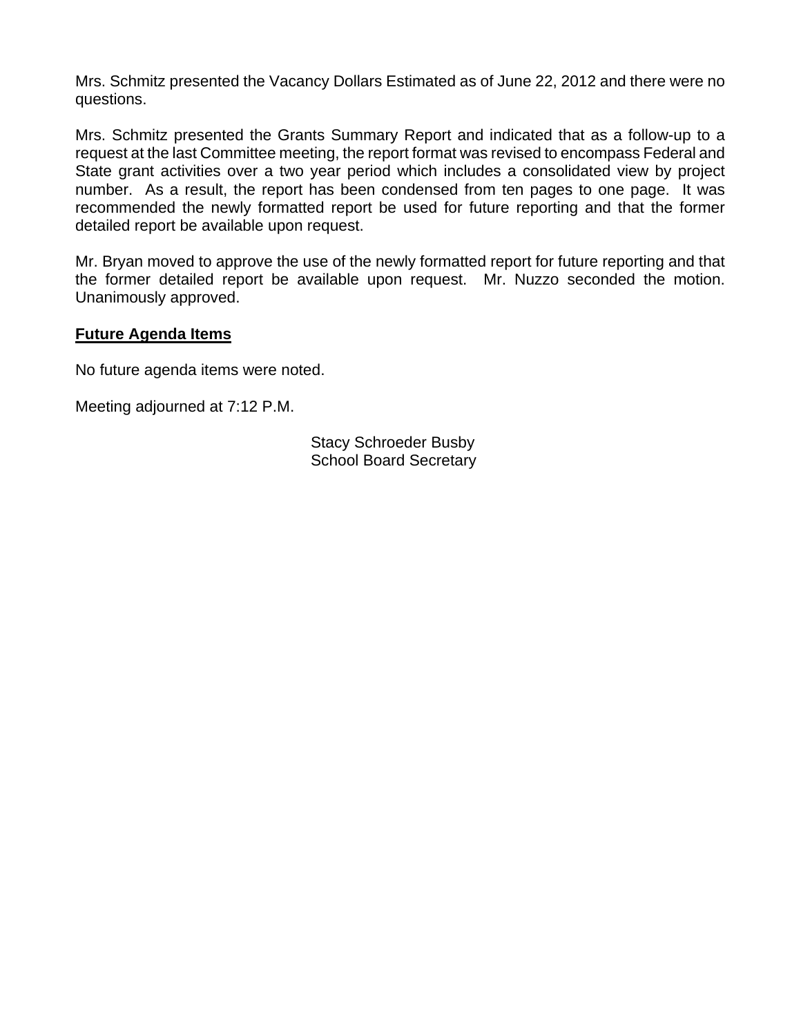Mrs. Schmitz presented the Vacancy Dollars Estimated as of June 22, 2012 and there were no questions.

Mrs. Schmitz presented the Grants Summary Report and indicated that as a follow-up to a request at the last Committee meeting, the report format was revised to encompass Federal and State grant activities over a two year period which includes a consolidated view by project number. As a result, the report has been condensed from ten pages to one page. It was recommended the newly formatted report be used for future reporting and that the former detailed report be available upon request.

Mr. Bryan moved to approve the use of the newly formatted report for future reporting and that the former detailed report be available upon request. Mr. Nuzzo seconded the motion. Unanimously approved.

**Future Agenda Items**

No future agenda items were noted.

Meeting adjourned at 7:12 P.M.

Stacy Schroeder Busby
School Board Secretary